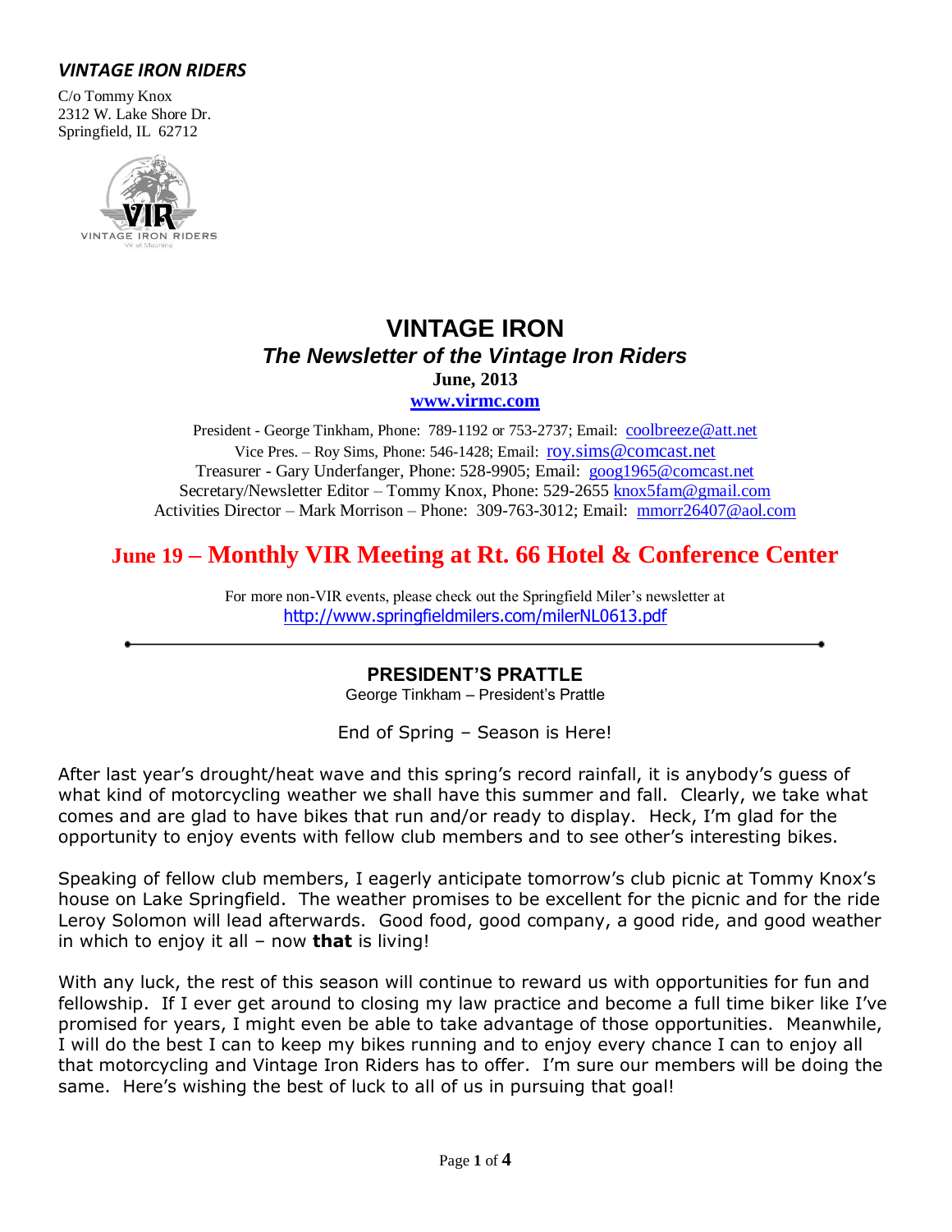***VINTAGE IRON RIDERS***

C/o Tommy Knox
2312 W. Lake Shore Dr.
Springfield, IL 62712

# VINTAGE IRON

## *The Newsletter of the Vintage Iron Riders*

**June, 2013**

**www.virmc.com**

President - George Tinkham, Phone: 789-1192 or 753-2737; Email: coolbreeze@att.net
Vice Pres. – Roy Sims, Phone: 546-1428; Email: roy.sims@comcast.net
Treasurer - Gary Underfanger, Phone: 528-9905; Email: goog1965@comcast.net
Secretary/Newsletter Editor – Tommy Knox, Phone: 529-2655 knox5fam@gmail.com
Activities Director – Mark Morrison – Phone: 309-763-3012; Email: mmorr26407@aol.com

## June 19 – Monthly VIR Meeting at Rt. 66 Hotel & Conference Center

For more non-VIR events, please check out the Springfield Miler's newsletter at
http://www.springfieldmilers.com/milerNL0613.pdf

---

### PRESIDENT'S PRATTLE

George Tinkham – President's Prattle

End of Spring – Season is Here!

After last year's drought/heat wave and this spring's record rainfall, it is anybody's guess of what kind of motorcycling weather we shall have this summer and fall. Clearly, we take what comes and are glad to have bikes that run and/or ready to display. Heck, I'm glad for the opportunity to enjoy events with fellow club members and to see other's interesting bikes.

Speaking of fellow club members, I eagerly anticipate tomorrow's club picnic at Tommy Knox's house on Lake Springfield. The weather promises to be excellent for the picnic and for the ride Leroy Solomon will lead afterwards. Good food, good company, a good ride, and good weather in which to enjoy it all – now **that** is living!

With any luck, the rest of this season will continue to reward us with opportunities for fun and fellowship. If I ever get around to closing my law practice and become a full time biker like I've promised for years, I might even be able to take advantage of those opportunities. Meanwhile, I will do the best I can to keep my bikes running and to enjoy every chance I can to enjoy all that motorcycling and Vintage Iron Riders has to offer. I'm sure our members will be doing the same. Here's wishing the best of luck to all of us in pursuing that goal!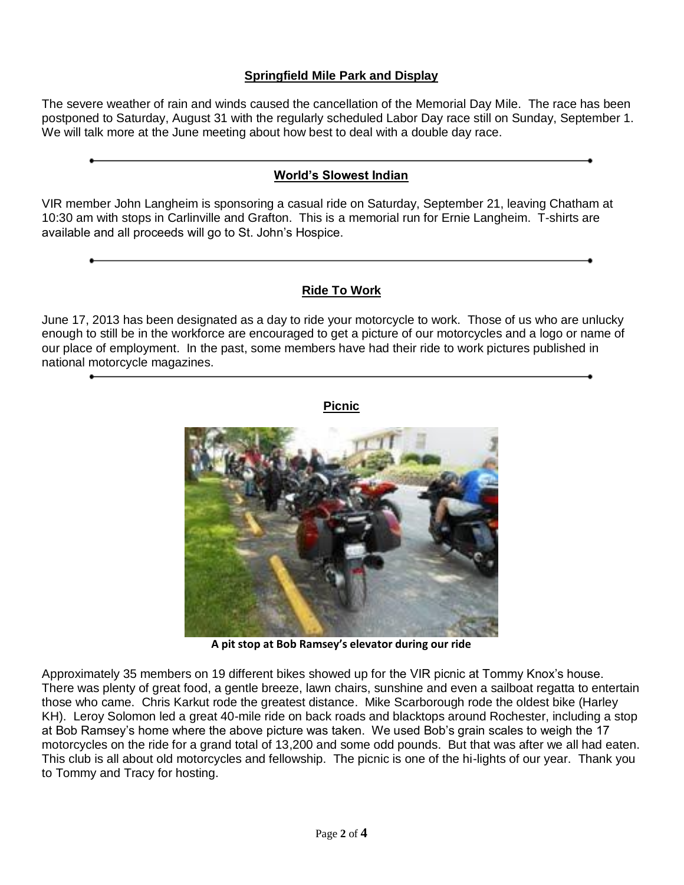## Springfield Mile Park and Display

The severe weather of rain and winds caused the cancellation of the Memorial Day Mile. The race has been postponed to Saturday, August 31 with the regularly scheduled Labor Day race still on Sunday, September 1. We will talk more at the June meeting about how best to deal with a double day race.

---

## World's Slowest Indian

VIR member John Langheim is sponsoring a casual ride on Saturday, September 21, leaving Chatham at 10:30 am with stops in Carlinville and Grafton. This is a memorial run for Ernie Langheim. T-shirts are available and all proceeds will go to St. John's Hospice.

---

## Ride To Work

June 17, 2013 has been designated as a day to ride your motorcycle to work. Those of us who are unlucky enough to still be in the workforce are encouraged to get a picture of our motorcycles and a logo or name of our place of employment. In the past, some members have had their ride to work pictures published in national motorcycle magazines.

---

## Picnic

**A pit stop at Bob Ramsey's elevator during our ride**

Approximately 35 members on 19 different bikes showed up for the VIR picnic at Tommy Knox's house. There was plenty of great food, a gentle breeze, lawn chairs, sunshine and even a sailboat regatta to entertain those who came. Chris Karkut rode the greatest distance. Mike Scarborough rode the oldest bike (Harley KH). Leroy Solomon led a great 40-mile ride on back roads and blacktops around Rochester, including a stop at Bob Ramsey's home where the above picture was taken. We used Bob's grain scales to weigh the 17 motorcycles on the ride for a grand total of 13,200 and some odd pounds. But that was after we all had eaten. This club is all about old motorcycles and fellowship. The picnic is one of the hi-lights of our year. Thank you to Tommy and Tracy for hosting.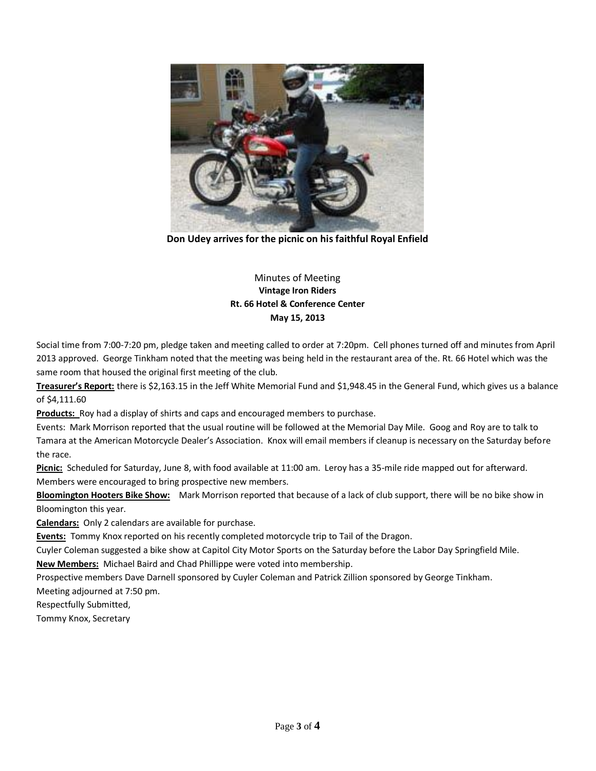**Don Udey arrives for the picnic on his faithful Royal Enfield**

Minutes of Meeting

**Vintage Iron Riders**

**Rt. 66 Hotel & Conference Center**

**May 15, 2013**

Social time from 7:00-7:20 pm, pledge taken and meeting called to order at 7:20pm. Cell phones turned off and minutes from April 2013 approved. George Tinkham noted that the meeting was being held in the restaurant area of the. Rt. 66 Hotel which was the same room that housed the original first meeting of the club.

**Treasurer's Report:** there is $2,163.15 in the Jeff White Memorial Fund and $1,948.45 in the General Fund, which gives us a balance of $4,111.60

**Products:** Roy had a display of shirts and caps and encouraged members to purchase.

Events: Mark Morrison reported that the usual routine will be followed at the Memorial Day Mile. Goog and Roy are to talk to Tamara at the American Motorcycle Dealer's Association. Knox will email members if cleanup is necessary on the Saturday before the race.

**Picnic:** Scheduled for Saturday, June 8, with food available at 11:00 am. Leroy has a 35-mile ride mapped out for afterward. Members were encouraged to bring prospective new members.

**Bloomington Hooters Bike Show:** Mark Morrison reported that because of a lack of club support, there will be no bike show in Bloomington this year.

**Calendars:** Only 2 calendars are available for purchase.

**Events:** Tommy Knox reported on his recently completed motorcycle trip to Tail of the Dragon.

Cuyler Coleman suggested a bike show at Capitol City Motor Sports on the Saturday before the Labor Day Springfield Mile.

**New Members:** Michael Baird and Chad Phillippe were voted into membership.

Prospective members Dave Darnell sponsored by Cuyler Coleman and Patrick Zillion sponsored by George Tinkham.

Meeting adjourned at 7:50 pm.

Respectfully Submitted,

Tommy Knox, Secretary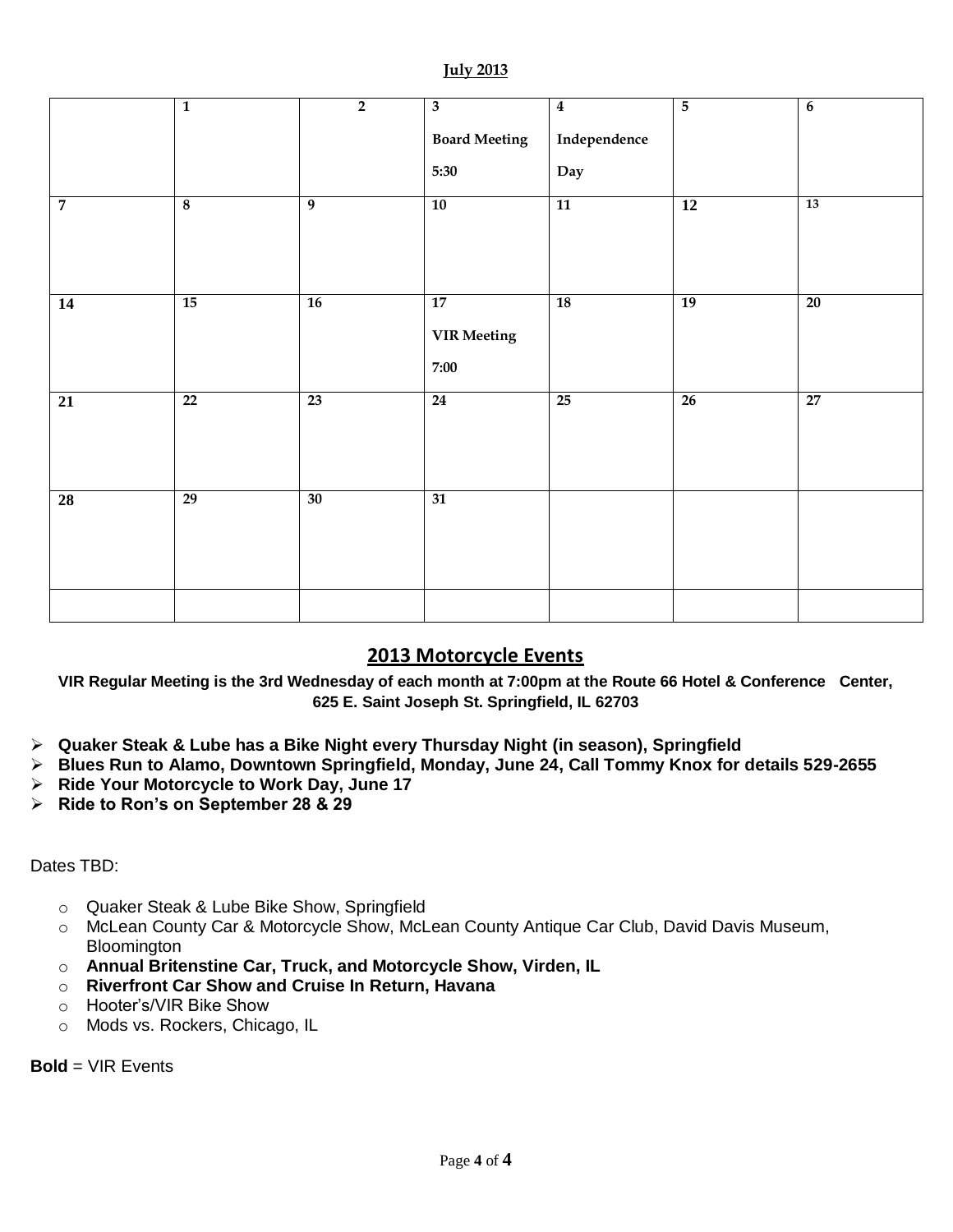**July 2013**

| | | | | | | |
|---|---|---|---|---|---|---|
| | 1 | 2 | 3<br>Board Meeting<br>5:30 | 4<br>Independence<br>Day | 5 | 6 |
| 7 | 8 | 9 | 10 | 11 | 12 | 13 |
| 14 | 15 | 16 | 17<br>VIR Meeting<br>7:00 | 18 | 19 | 20 |
| 21 | 22 | 23 | 24 | 25 | 26 | 27 |
| 28 | 29 | 30 | 31 | | | |
| | | | | | | |

## 2013 Motorcycle Events

**VIR Regular Meeting is the 3rd Wednesday of each month at 7:00pm at the Route 66 Hotel & Conference Center, 625 E. Saint Joseph St. Springfield, IL 62703**

- **Quaker Steak & Lube has a Bike Night every Thursday Night (in season), Springfield**
- **Blues Run to Alamo, Downtown Springfield, Monday, June 24, Call Tommy Knox for details 529-2655**
- **Ride Your Motorcycle to Work Day, June 17**
- **Ride to Ron's on September 28 & 29**

Dates TBD:

- Quaker Steak & Lube Bike Show, Springfield
- McLean County Car & Motorcycle Show, McLean County Antique Car Club, David Davis Museum, Bloomington
- **Annual Britenstine Car, Truck, and Motorcycle Show, Virden, IL**
- **Riverfront Car Show and Cruise In Return, Havana**
- Hooter's/VIR Bike Show
- Mods vs. Rockers, Chicago, IL

**Bold** = VIR Events